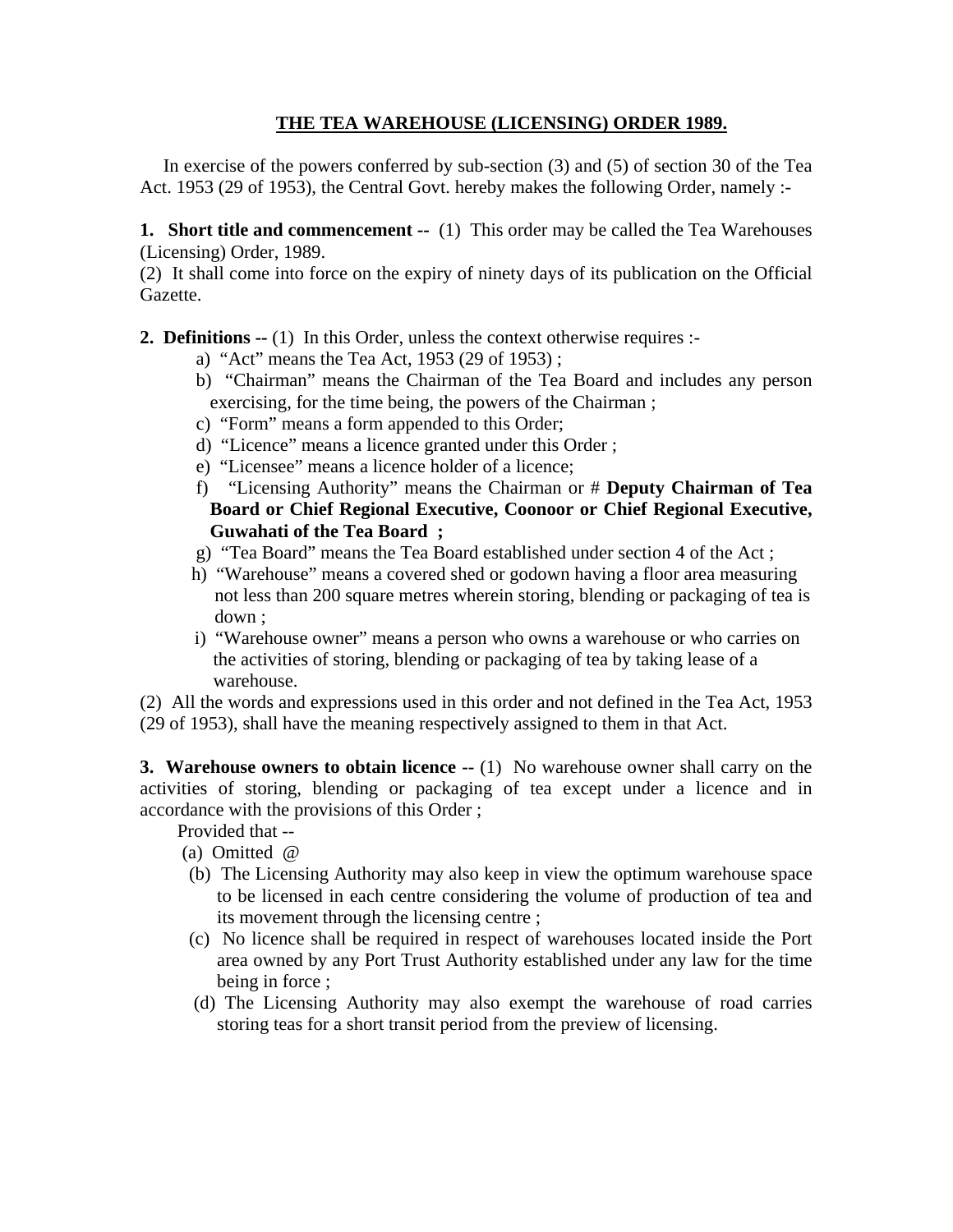# THE TEA WAREHOUSE (LICENSING) ORDER 1989.

In exercise of the powers conferred by sub-section (3) and (5) of section 30 of the Tea Act. 1953 (29 of 1953), the Central Govt. hereby makes the following Order, namely :-

**1. Short title and commencement --** (1) This order may be called the Tea Warehouses (Licensing) Order, 1989.

(2) It shall come into force on the expiry of ninety days of its publication on the Official Gazette.

**2. Definitions --** (1) In this Order, unless the context otherwise requires :-

a) "Act" means the Tea Act, 1953 (29 of 1953) ;

b) "Chairman" means the Chairman of the Tea Board and includes any person exercising, for the time being, the powers of the Chairman ;

c) "Form" means a form appended to this Order;

d) "Licence" means a licence granted under this Order ;

e) "Licensee" means a licence holder of a licence;

f) "Licensing Authority" means the Chairman or # **Deputy Chairman of Tea Board or Chief Regional Executive, Coonoor or Chief Regional Executive, Guwahati of the Tea Board ;**

g) "Tea Board" means the Tea Board established under section 4 of the Act ;

h) "Warehouse" means a covered shed or godown having a floor area measuring not less than 200 square metres wherein storing, blending or packaging of tea is down ;

i) "Warehouse owner" means a person who owns a warehouse or who carries on the activities of storing, blending or packaging of tea by taking lease of a warehouse.

(2) All the words and expressions used in this order and not defined in the Tea Act, 1953 (29 of 1953), shall have the meaning respectively assigned to them in that Act.

**3. Warehouse owners to obtain licence --** (1) No warehouse owner shall carry on the activities of storing, blending or packaging of tea except under a licence and in accordance with the provisions of this Order ;

Provided that --

(a) Omitted @

(b) The Licensing Authority may also keep in view the optimum warehouse space to be licensed in each centre considering the volume of production of tea and its movement through the licensing centre ;

(c) No licence shall be required in respect of warehouses located inside the Port area owned by any Port Trust Authority established under any law for the time being in force ;

(d) The Licensing Authority may also exempt the warehouse of road carries storing teas for a short transit period from the preview of licensing.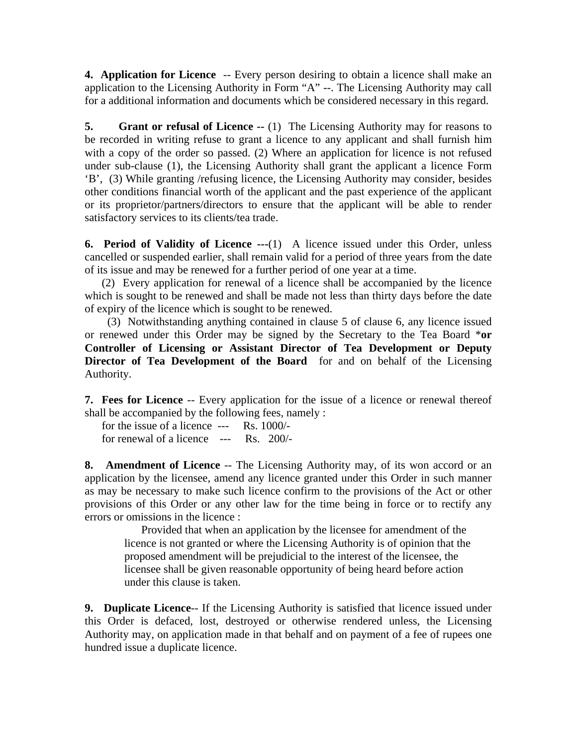**4. Application for Licence** -- Every person desiring to obtain a licence shall make an application to the Licensing Authority in Form "A" --. The Licensing Authority may call for a additional information and documents which be considered necessary in this regard.

**5. Grant or refusal of Licence --** (1) The Licensing Authority may for reasons to be recorded in writing refuse to grant a licence to any applicant and shall furnish him with a copy of the order so passed. (2) Where an application for licence is not refused under sub-clause (1), the Licensing Authority shall grant the applicant a licence Form 'B', (3) While granting /refusing licence, the Licensing Authority may consider, besides other conditions financial worth of the applicant and the past experience of the applicant or its proprietor/partners/directors to ensure that the applicant will be able to render satisfactory services to its clients/tea trade.

**6. Period of Validity of Licence ---**(1) A licence issued under this Order, unless cancelled or suspended earlier, shall remain valid for a period of three years from the date of its issue and may be renewed for a further period of one year at a time.

(2) Every application for renewal of a licence shall be accompanied by the licence which is sought to be renewed and shall be made not less than thirty days before the date of expiry of the licence which is sought to be renewed.

(3) Notwithstanding anything contained in clause 5 of clause 6, any licence issued or renewed under this Order may be signed by the Secretary to the Tea Board ***or Controller of Licensing or Assistant Director of Tea Development or Deputy Director of Tea Development of the Board** for and on behalf of the Licensing Authority.

**7. Fees for Licence** -- Every application for the issue of a licence or renewal thereof shall be accompanied by the following fees, namely :

for the issue of a licence --- Rs. 1000/-
for renewal of a licence --- Rs. 200/-

**8. Amendment of Licence** -- The Licensing Authority may, of its won accord or an application by the licensee, amend any licence granted under this Order in such manner as may be necessary to make such licence confirm to the provisions of the Act or other provisions of this Order or any other law for the time being in force or to rectify any errors or omissions in the licence :

> Provided that when an application by the licensee for amendment of the licence is not granted or where the Licensing Authority is of opinion that the proposed amendment will be prejudicial to the interest of the licensee, the licensee shall be given reasonable opportunity of being heard before action under this clause is taken.

**9. Duplicate Licence**-- If the Licensing Authority is satisfied that licence issued under this Order is defaced, lost, destroyed or otherwise rendered unless, the Licensing Authority may, on application made in that behalf and on payment of a fee of rupees one hundred issue a duplicate licence.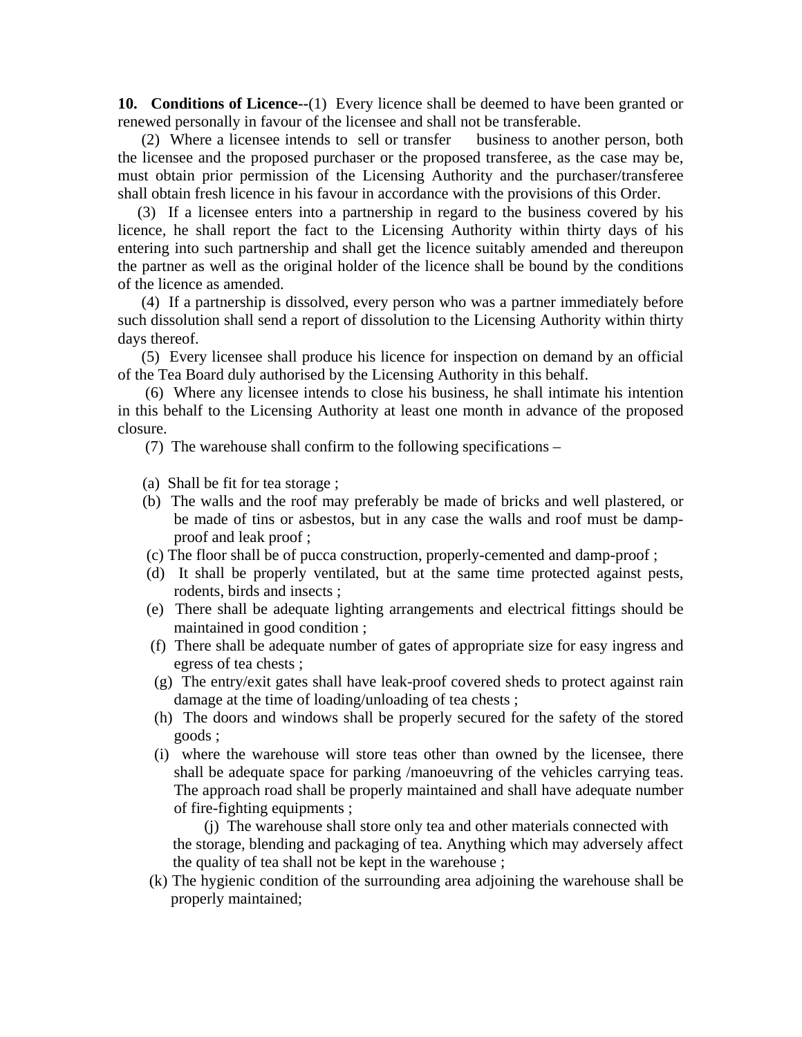**10. Conditions of Licence--**(1) Every licence shall be deemed to have been granted or renewed personally in favour of the licensee and shall not be transferable.

(2) Where a licensee intends to sell or transfer business to another person, both the licensee and the proposed purchaser or the proposed transferee, as the case may be, must obtain prior permission of the Licensing Authority and the purchaser/transferee shall obtain fresh licence in his favour in accordance with the provisions of this Order.

(3) If a licensee enters into a partnership in regard to the business covered by his licence, he shall report the fact to the Licensing Authority within thirty days of his entering into such partnership and shall get the licence suitably amended and thereupon the partner as well as the original holder of the licence shall be bound by the conditions of the licence as amended.

(4) If a partnership is dissolved, every person who was a partner immediately before such dissolution shall send a report of dissolution to the Licensing Authority within thirty days thereof.

(5) Every licensee shall produce his licence for inspection on demand by an official of the Tea Board duly authorised by the Licensing Authority in this behalf.

(6) Where any licensee intends to close his business, he shall intimate his intention in this behalf to the Licensing Authority at least one month in advance of the proposed closure.

(7) The warehouse shall confirm to the following specifications –

(a) Shall be fit for tea storage ;

(b) The walls and the roof may preferably be made of bricks and well plastered, or be made of tins or asbestos, but in any case the walls and roof must be damp-proof and leak proof ;

(c) The floor shall be of pucca construction, properly-cemented and damp-proof ;

(d) It shall be properly ventilated, but at the same time protected against pests, rodents, birds and insects ;

(e) There shall be adequate lighting arrangements and electrical fittings should be maintained in good condition ;

(f) There shall be adequate number of gates of appropriate size for easy ingress and egress of tea chests ;

(g) The entry/exit gates shall have leak-proof covered sheds to protect against rain damage at the time of loading/unloading of tea chests ;

(h) The doors and windows shall be properly secured for the safety of the stored goods ;

(i) where the warehouse will store teas other than owned by the licensee, there shall be adequate space for parking /manoeuvring of the vehicles carrying teas. The approach road shall be properly maintained and shall have adequate number of fire-fighting equipments ;

(j) The warehouse shall store only tea and other materials connected with the storage, blending and packaging of tea. Anything which may adversely affect the quality of tea shall not be kept in the warehouse ;

(k) The hygienic condition of the surrounding area adjoining the warehouse shall be properly maintained;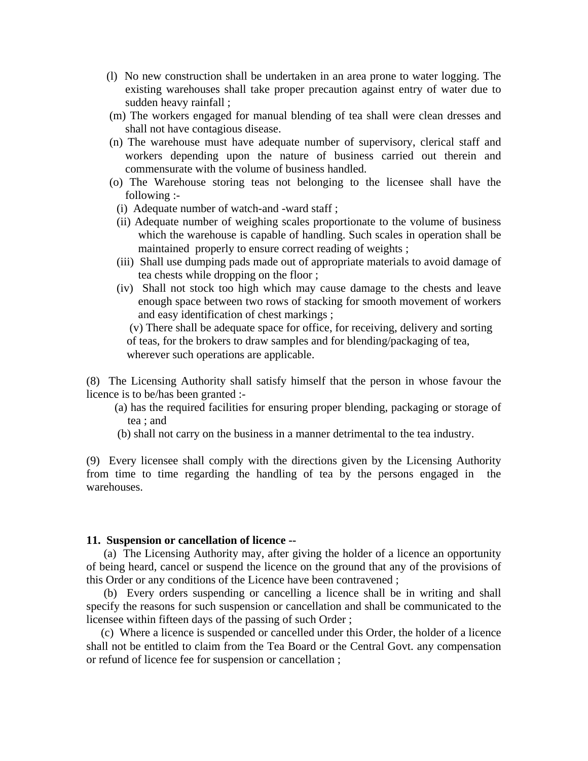(l) No new construction shall be undertaken in an area prone to water logging. The existing warehouses shall take proper precaution against entry of water due to sudden heavy rainfall ;

(m) The workers engaged for manual blending of tea shall were clean dresses and shall not have contagious disease.

(n) The warehouse must have adequate number of supervisory, clerical staff and workers depending upon the nature of business carried out therein and commensurate with the volume of business handled.

(o) The Warehouse storing teas not belonging to the licensee shall have the following :-

(i) Adequate number of watch-and -ward staff ;

(ii) Adequate number of weighing scales proportionate to the volume of business which the warehouse is capable of handling. Such scales in operation shall be maintained properly to ensure correct reading of weights ;

(iii) Shall use dumping pads made out of appropriate materials to avoid damage of tea chests while dropping on the floor ;

(iv) Shall not stock too high which may cause damage to the chests and leave enough space between two rows of stacking for smooth movement of workers and easy identification of chest markings ;

(v) There shall be adequate space for office, for receiving, delivery and sorting of teas, for the brokers to draw samples and for blending/packaging of tea, wherever such operations are applicable.

(8) The Licensing Authority shall satisfy himself that the person in whose favour the licence is to be/has been granted :-

(a) has the required facilities for ensuring proper blending, packaging or storage of tea ; and

(b) shall not carry on the business in a manner detrimental to the tea industry.

(9) Every licensee shall comply with the directions given by the Licensing Authority from time to time regarding the handling of tea by the persons engaged in the warehouses.

**11. Suspension or cancellation of licence --**

(a) The Licensing Authority may, after giving the holder of a licence an opportunity of being heard, cancel or suspend the licence on the ground that any of the provisions of this Order or any conditions of the Licence have been contravened ;

(b) Every orders suspending or cancelling a licence shall be in writing and shall specify the reasons for such suspension or cancellation and shall be communicated to the licensee within fifteen days of the passing of such Order ;

(c) Where a licence is suspended or cancelled under this Order, the holder of a licence shall not be entitled to claim from the Tea Board or the Central Govt. any compensation or refund of licence fee for suspension or cancellation ;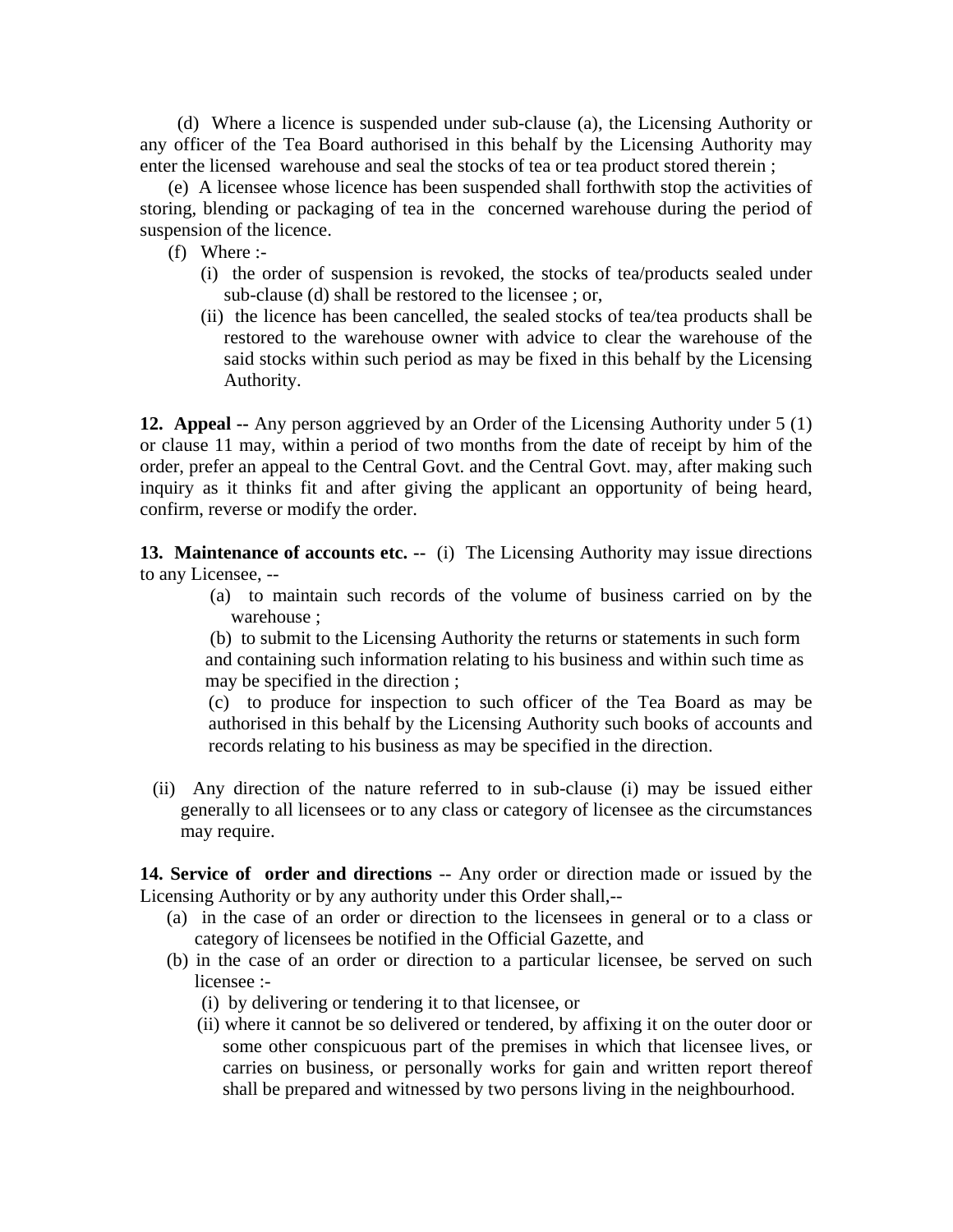(d) Where a licence is suspended under sub-clause (a), the Licensing Authority or any officer of the Tea Board authorised in this behalf by the Licensing Authority may enter the licensed warehouse and seal the stocks of tea or tea product stored therein ;

(e) A licensee whose licence has been suspended shall forthwith stop the activities of storing, blending or packaging of tea in the concerned warehouse during the period of suspension of the licence.

(f) Where :-

(i) the order of suspension is revoked, the stocks of tea/products sealed under sub-clause (d) shall be restored to the licensee ; or,

(ii) the licence has been cancelled, the sealed stocks of tea/tea products shall be restored to the warehouse owner with advice to clear the warehouse of the said stocks within such period as may be fixed in this behalf by the Licensing Authority.

**12. Appeal --** Any person aggrieved by an Order of the Licensing Authority under 5 (1) or clause 11 may, within a period of two months from the date of receipt by him of the order, prefer an appeal to the Central Govt. and the Central Govt. may, after making such inquiry as it thinks fit and after giving the applicant an opportunity of being heard, confirm, reverse or modify the order.

**13. Maintenance of accounts etc. --** (i) The Licensing Authority may issue directions to any Licensee, --

(a) to maintain such records of the volume of business carried on by the warehouse ;

(b) to submit to the Licensing Authority the returns or statements in such form and containing such information relating to his business and within such time as may be specified in the direction ;

(c) to produce for inspection to such officer of the Tea Board as may be authorised in this behalf by the Licensing Authority such books of accounts and records relating to his business as may be specified in the direction.

(ii) Any direction of the nature referred to in sub-clause (i) may be issued either generally to all licensees or to any class or category of licensee as the circumstances may require.

**14. Service of order and directions** -- Any order or direction made or issued by the Licensing Authority or by any authority under this Order shall,--

(a) in the case of an order or direction to the licensees in general or to a class or category of licensees be notified in the Official Gazette, and

(b) in the case of an order or direction to a particular licensee, be served on such licensee :-

(i) by delivering or tendering it to that licensee, or

(ii) where it cannot be so delivered or tendered, by affixing it on the outer door or some other conspicuous part of the premises in which that licensee lives, or carries on business, or personally works for gain and written report thereof shall be prepared and witnessed by two persons living in the neighbourhood.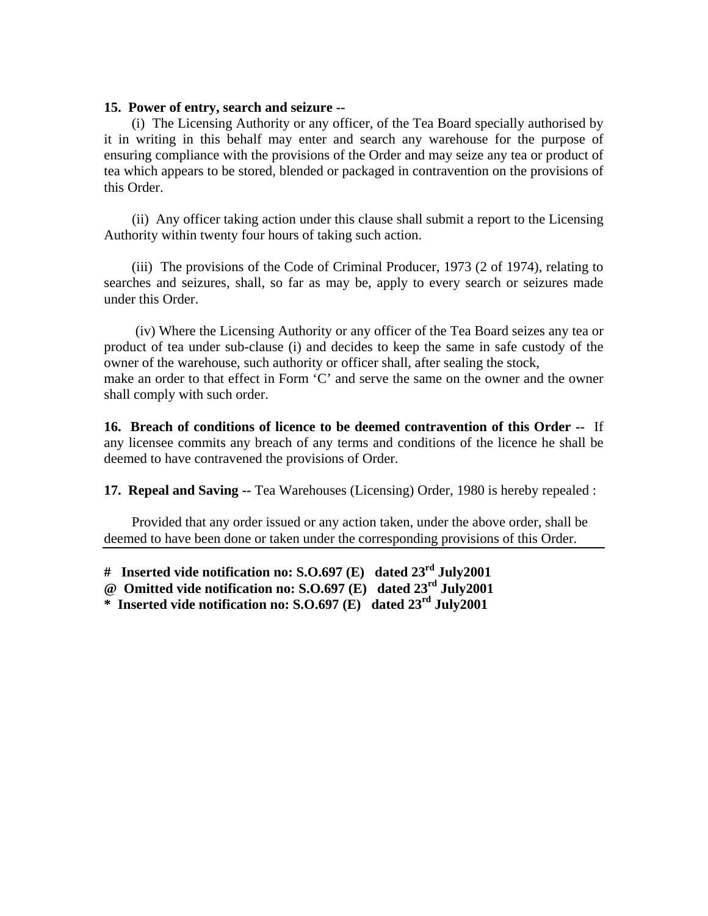**15. Power of entry, search and seizure --**

(i) The Licensing Authority or any officer, of the Tea Board specially authorised by it in writing in this behalf may enter and search any warehouse for the purpose of ensuring compliance with the provisions of the Order and may seize any tea or product of tea which appears to be stored, blended or packaged in contravention on the provisions of this Order.

(ii) Any officer taking action under this clause shall submit a report to the Licensing Authority within twenty four hours of taking such action.

(iii) The provisions of the Code of Criminal Producer, 1973 (2 of 1974), relating to searches and seizures, shall, so far as may be, apply to every search or seizures made under this Order.

(iv) Where the Licensing Authority or any officer of the Tea Board seizes any tea or product of tea under sub-clause (i) and decides to keep the same in safe custody of the owner of the warehouse, such authority or officer shall, after sealing the stock, make an order to that effect in Form 'C' and serve the same on the owner and the owner shall comply with such order.

**16. Breach of conditions of licence to be deemed contravention of this Order --** If any licensee commits any breach of any terms and conditions of the licence he shall be deemed to have contravened the provisions of Order.

**17. Repeal and Saving --** Tea Warehouses (Licensing) Order, 1980 is hereby repealed :

Provided that any order issued or any action taken, under the above order, shall be deemed to have been done or taken under the corresponding provisions of this Order.

---

**# Inserted vide notification no: S.O.697 (E) dated 23rd July2001**
**@ Omitted vide notification no: S.O.697 (E) dated 23rd July2001**
**\* Inserted vide notification no: S.O.697 (E) dated 23rd July2001**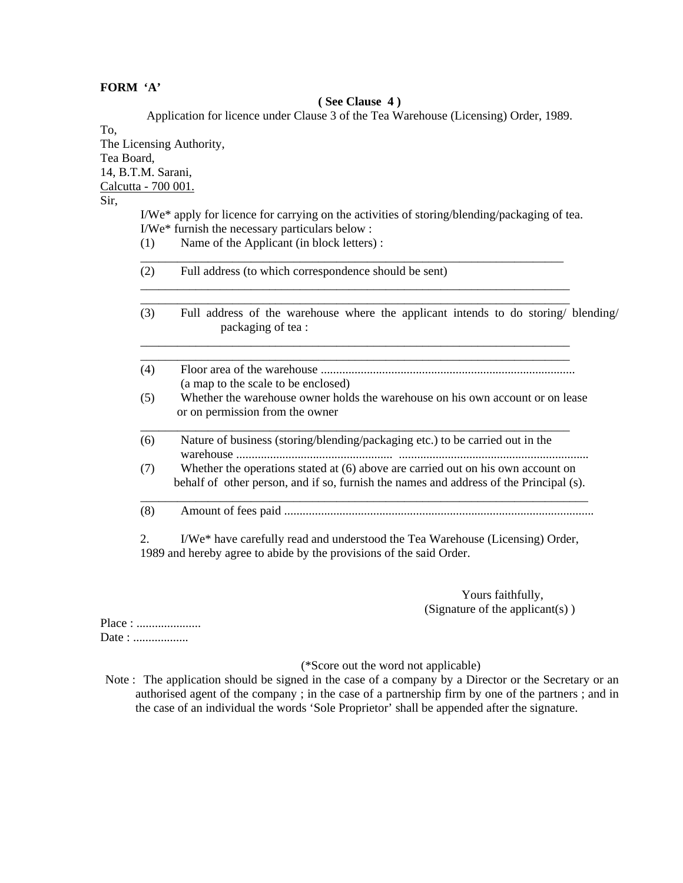**FORM 'A'**

**( See Clause 4 )**

Application for licence under Clause 3 of the Tea Warehouse (Licensing) Order, 1989.

To,
The Licensing Authority,
Tea Board,
14, B.T.M. Sarani,
Calcutta - 700 001.

Sir,

I/We* apply for licence for carrying on the activities of storing/blending/packaging of tea.
I/We* furnish the necessary particulars below :

(1) Name of the Applicant (in block letters) :

_______________________________________________________________________

(2) Full address (to which correspondence should be sent)

_______________________________________________________________________
_______________________________________________________________________

(3) Full address of the warehouse where the applicant intends to do storing/ blending/ packaging of tea :

_______________________________________________________________________
_______________________________________________________________________

(4) Floor area of the warehouse ..................................................................................
(a map to the scale to be enclosed)

(5) Whether the warehouse owner holds the warehouse on his own account or on lease or on permission from the owner

_______________________________________________________________________

(6) Nature of business (storing/blending/packaging etc.) to be carried out in the warehouse .................................................. .............................................................

(7) Whether the operations stated at (6) above are carried out on his own account on behalf of other person, and if so, furnish the names and address of the Principal (s).

_______________________________________________________________________

(8) Amount of fees paid ....................................................................................................

2. I/We* have carefully read and understood the Tea Warehouse (Licensing) Order, 1989 and hereby agree to abide by the provisions of the said Order.

Yours faithfully,
(Signature of the applicant(s) )

Place : .....................
Date : ..................

(*Score out the word not applicable)

Note : The application should be signed in the case of a company by a Director or the Secretary or an authorised agent of the company ; in the case of a partnership firm by one of the partners ; and in the case of an individual the words 'Sole Proprietor' shall be appended after the signature.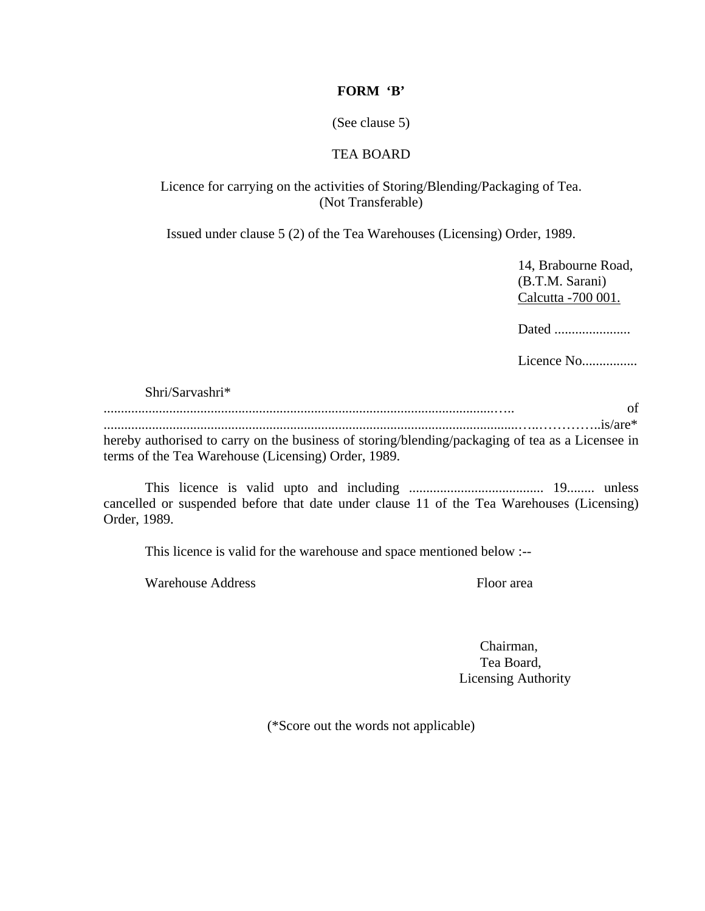**FORM 'B'**

(See clause 5)

TEA BOARD

Licence for carrying on the activities of Storing/Blending/Packaging of Tea.
(Not Transferable)

Issued under clause 5 (2) of the Tea Warehouses (Licensing) Order, 1989.

14, Brabourne Road,
(B.T.M. Sarani)
Calcutta -700 001.

Dated ......................

Licence No................

Shri/Sarvashri* ..................................................................................................................….. of ......................................................................................................................…..…………..is/are* hereby authorised to carry on the business of storing/blending/packaging of tea as a Licensee in terms of the Tea Warehouse (Licensing) Order, 1989.

This licence is valid upto and including ....................................... 19........ unless cancelled or suspended before that date under clause 11 of the Tea Warehouses (Licensing) Order, 1989.

This licence is valid for the warehouse and space mentioned below :--

| Warehouse Address | Floor area |
|---|---|

Chairman,
Tea Board,
Licensing Authority

(*Score out the words not applicable)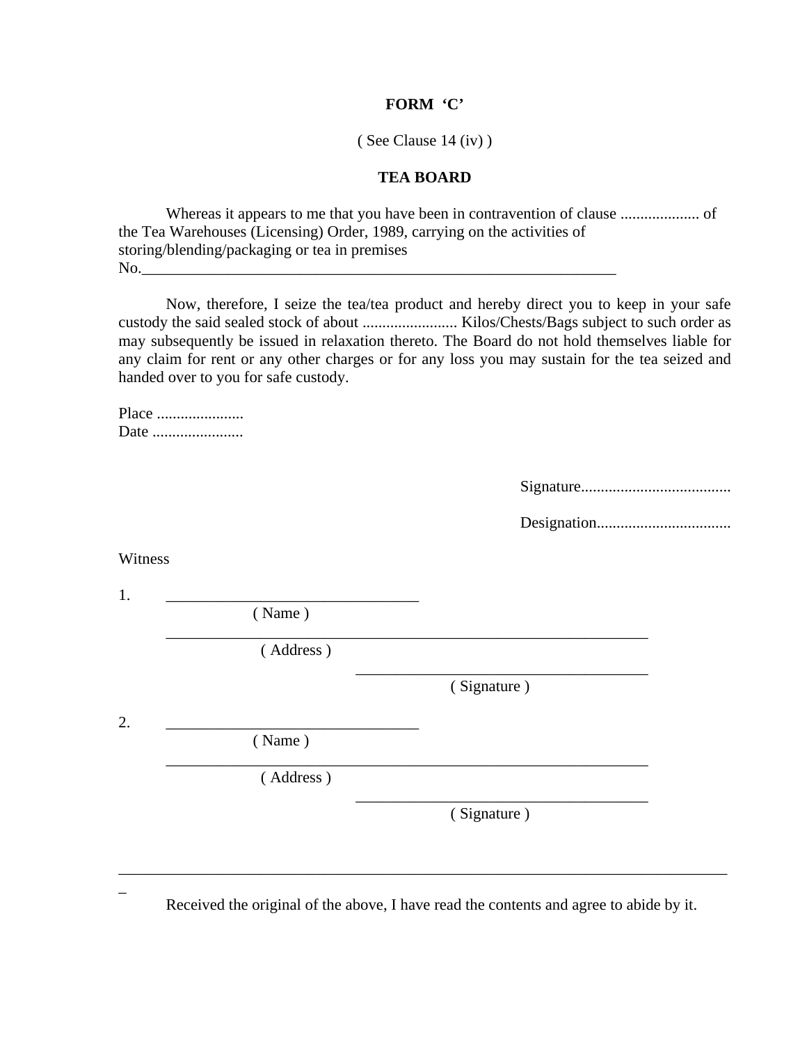**FORM 'C'**

( See Clause 14 (iv) )

**TEA BOARD**

Whereas it appears to me that you have been in contravention of clause .................... of the Tea Warehouses (Licensing) Order, 1989, carrying on the activities of storing/blending/packaging or tea in premises No.________________________________________________________________

Now, therefore, I seize the tea/tea product and hereby direct you to keep in your safe custody the said sealed stock of about ........................ Kilos/Chests/Bags subject to such order as may subsequently be issued in relaxation thereto. The Board do not hold themselves liable for any claim for rent or any other charges or for any loss you may sustain for the tea seized and handed over to you for safe custody.

Place ......................
Date .......................

Signature......................................

Designation..................................

Witness

1. ________________________________
( Name )
______________________________________________________________
( Address )
______________________________________
( Signature )

2. ________________________________
( Name )
______________________________________________________________
( Address )
______________________________________
( Signature )

---

Received the original of the above, I have read the contents and agree to abide by it.